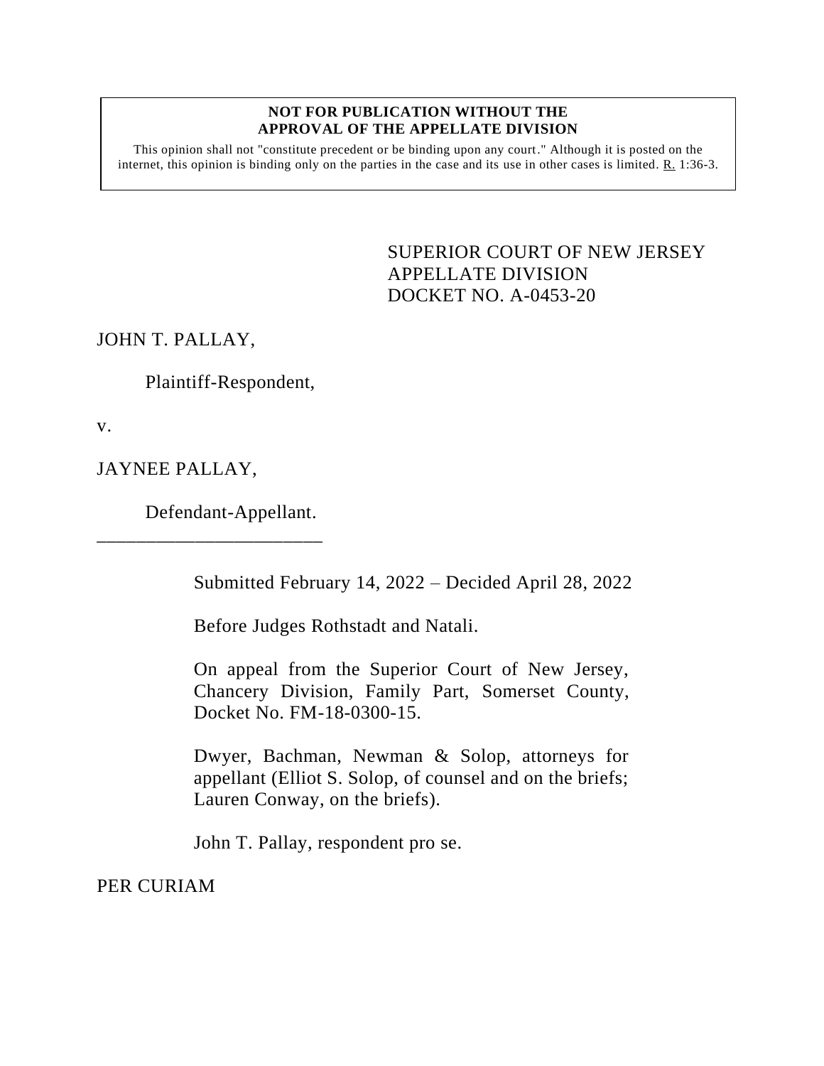**NOT FOR PUBLICATION WITHOUT THE APPROVAL OF THE APPELLATE DIVISION**

This opinion shall not "constitute precedent or be binding upon any court." Although it is posted on the internet, this opinion is binding only on the parties in the case and its use in other cases is limited. R. 1:36-3.

SUPERIOR COURT OF NEW JERSEY
APPELLATE DIVISION
DOCKET NO. A-0453-20

JOHN T. PALLAY,

Plaintiff-Respondent,

v.

JAYNEE PALLAY,

Defendant-Appellant.

\_\_\_\_\_\_\_\_\_\_\_\_\_\_\_\_\_\_\_\_\_\_\_\_

Submitted February 14, 2022 – Decided April 28, 2022

Before Judges Rothstadt and Natali.

On appeal from the Superior Court of New Jersey, Chancery Division, Family Part, Somerset County, Docket No. FM-18-0300-15.

Dwyer, Bachman, Newman & Solop, attorneys for appellant (Elliot S. Solop, of counsel and on the briefs; Lauren Conway, on the briefs).

John T. Pallay, respondent pro se.

PER CURIAM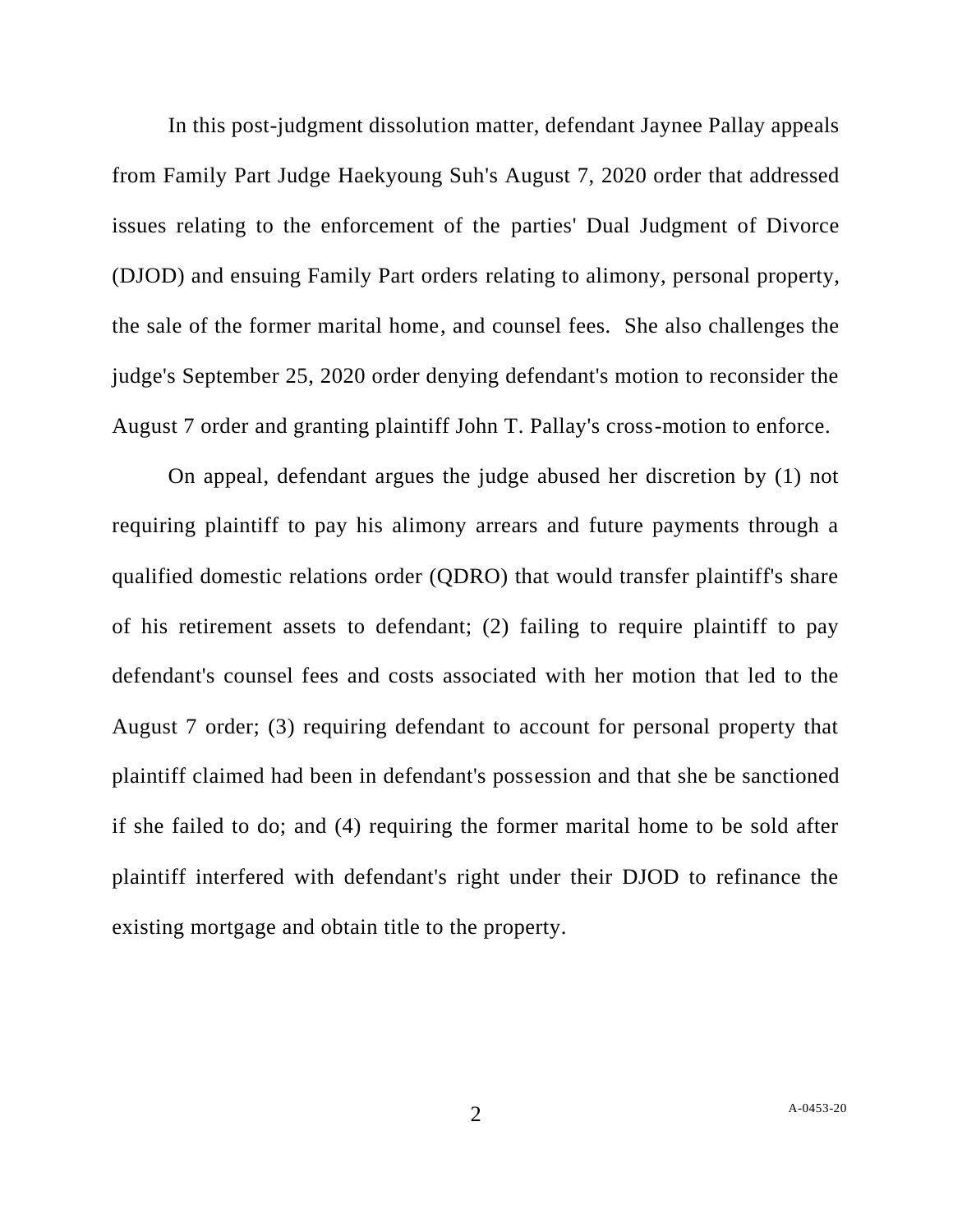In this post-judgment dissolution matter, defendant Jaynee Pallay appeals from Family Part Judge Haekyoung Suh's August 7, 2020 order that addressed issues relating to the enforcement of the parties' Dual Judgment of Divorce (DJOD) and ensuing Family Part orders relating to alimony, personal property, the sale of the former marital home, and counsel fees. She also challenges the judge's September 25, 2020 order denying defendant's motion to reconsider the August 7 order and granting plaintiff John T. Pallay's cross-motion to enforce.

On appeal, defendant argues the judge abused her discretion by (1) not requiring plaintiff to pay his alimony arrears and future payments through a qualified domestic relations order (QDRO) that would transfer plaintiff's share of his retirement assets to defendant; (2) failing to require plaintiff to pay defendant's counsel fees and costs associated with her motion that led to the August 7 order; (3) requiring defendant to account for personal property that plaintiff claimed had been in defendant's possession and that she be sanctioned if she failed to do; and (4) requiring the former marital home to be sold after plaintiff interfered with defendant's right under their DJOD to refinance the existing mortgage and obtain title to the property.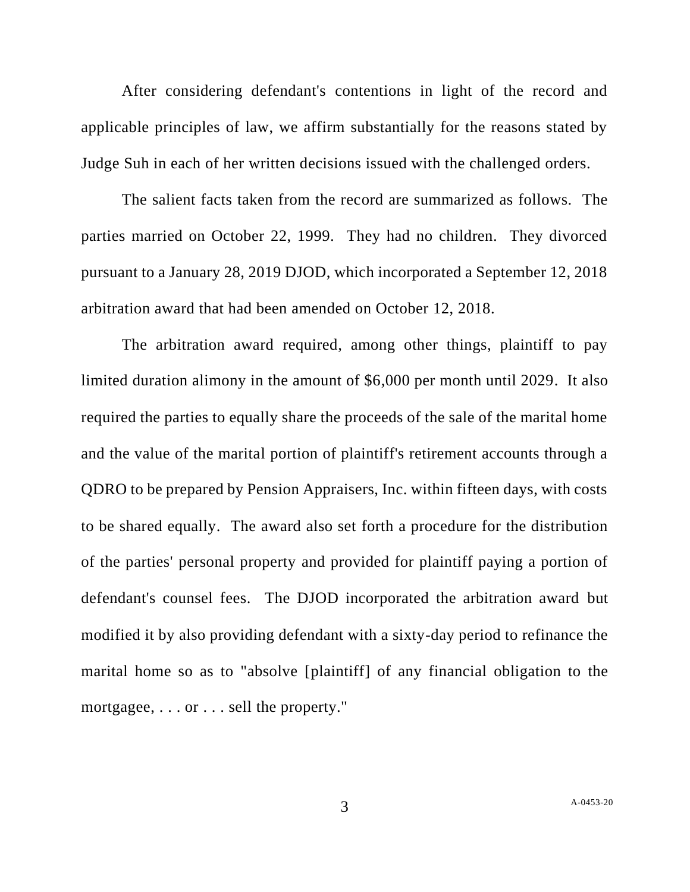After considering defendant's contentions in light of the record and applicable principles of law, we affirm substantially for the reasons stated by Judge Suh in each of her written decisions issued with the challenged orders.

The salient facts taken from the record are summarized as follows. The parties married on October 22, 1999. They had no children. They divorced pursuant to a January 28, 2019 DJOD, which incorporated a September 12, 2018 arbitration award that had been amended on October 12, 2018.

The arbitration award required, among other things, plaintiff to pay limited duration alimony in the amount of $6,000 per month until 2029. It also required the parties to equally share the proceeds of the sale of the marital home and the value of the marital portion of plaintiff's retirement accounts through a QDRO to be prepared by Pension Appraisers, Inc. within fifteen days, with costs to be shared equally. The award also set forth a procedure for the distribution of the parties' personal property and provided for plaintiff paying a portion of defendant's counsel fees. The DJOD incorporated the arbitration award but modified it by also providing defendant with a sixty-day period to refinance the marital home so as to "absolve [plaintiff] of any financial obligation to the mortgagee, . . . or . . . sell the property."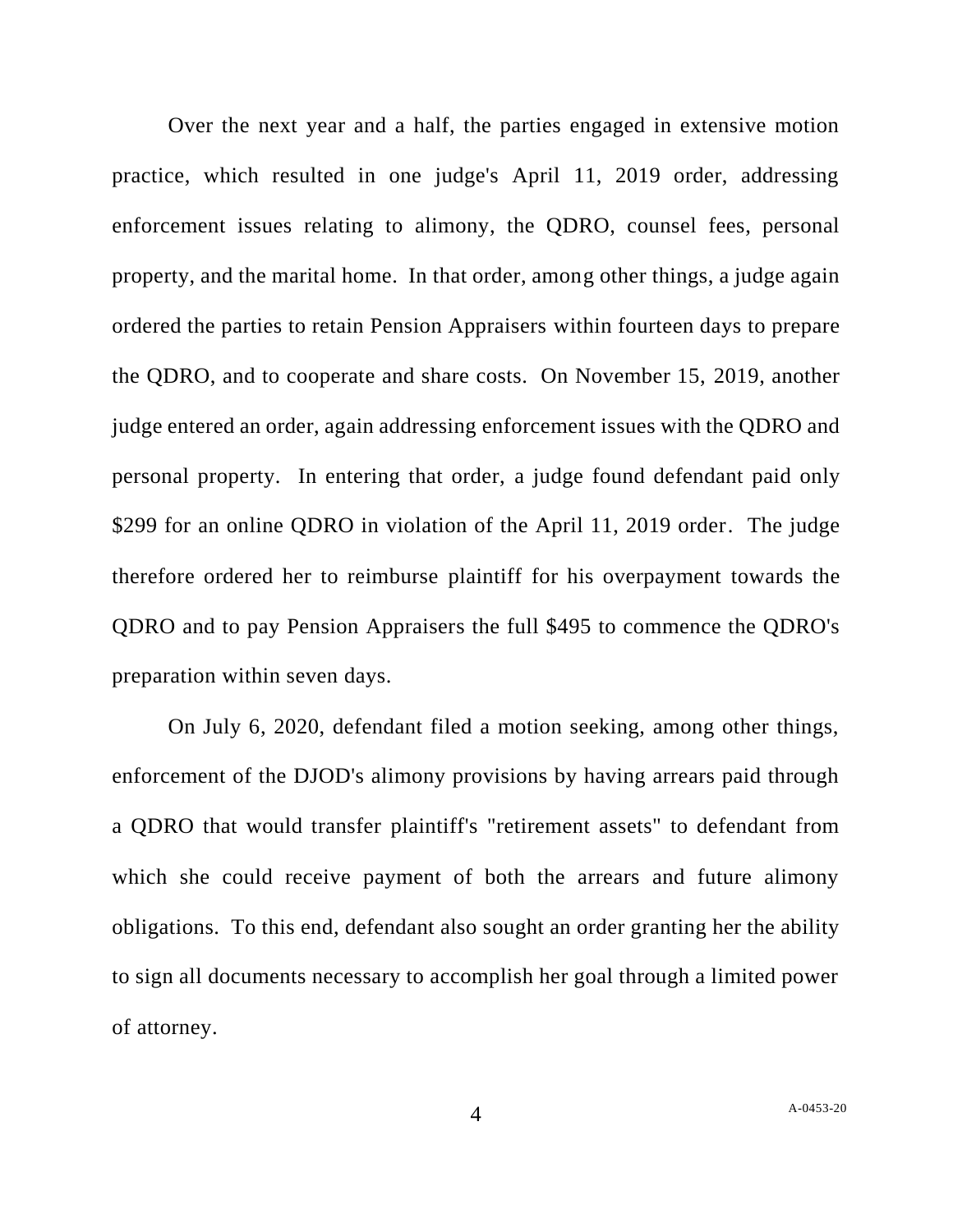Over the next year and a half, the parties engaged in extensive motion practice, which resulted in one judge's April 11, 2019 order, addressing enforcement issues relating to alimony, the QDRO, counsel fees, personal property, and the marital home. In that order, among other things, a judge again ordered the parties to retain Pension Appraisers within fourteen days to prepare the QDRO, and to cooperate and share costs. On November 15, 2019, another judge entered an order, again addressing enforcement issues with the QDRO and personal property. In entering that order, a judge found defendant paid only $299 for an online QDRO in violation of the April 11, 2019 order. The judge therefore ordered her to reimburse plaintiff for his overpayment towards the QDRO and to pay Pension Appraisers the full $495 to commence the QDRO's preparation within seven days.

On July 6, 2020, defendant filed a motion seeking, among other things, enforcement of the DJOD's alimony provisions by having arrears paid through a QDRO that would transfer plaintiff's "retirement assets" to defendant from which she could receive payment of both the arrears and future alimony obligations. To this end, defendant also sought an order granting her the ability to sign all documents necessary to accomplish her goal through a limited power of attorney.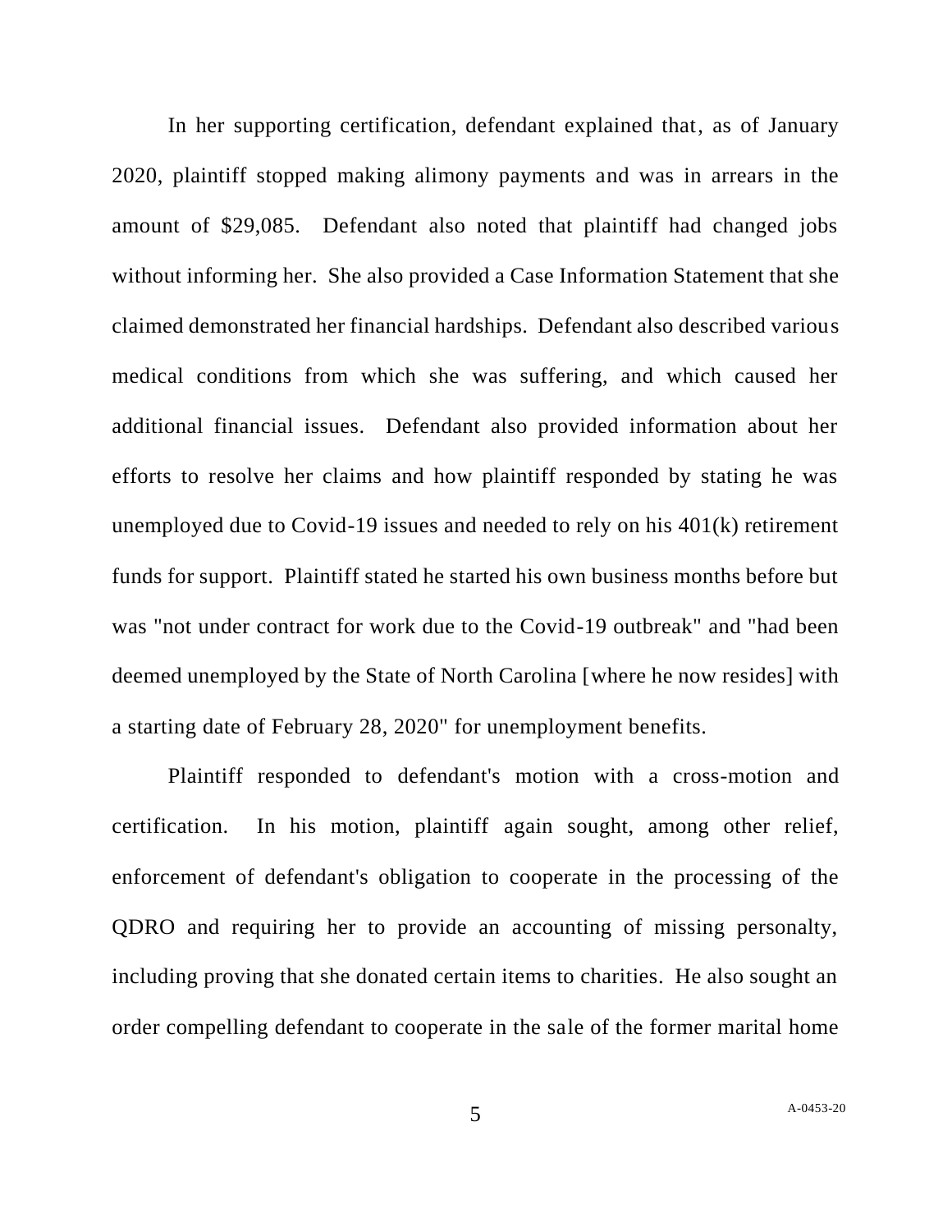In her supporting certification, defendant explained that, as of January 2020, plaintiff stopped making alimony payments and was in arrears in the amount of $29,085. Defendant also noted that plaintiff had changed jobs without informing her. She also provided a Case Information Statement that she claimed demonstrated her financial hardships. Defendant also described various medical conditions from which she was suffering, and which caused her additional financial issues. Defendant also provided information about her efforts to resolve her claims and how plaintiff responded by stating he was unemployed due to Covid-19 issues and needed to rely on his 401(k) retirement funds for support. Plaintiff stated he started his own business months before but was "not under contract for work due to the Covid-19 outbreak" and "had been deemed unemployed by the State of North Carolina [where he now resides] with a starting date of February 28, 2020" for unemployment benefits.

Plaintiff responded to defendant's motion with a cross-motion and certification. In his motion, plaintiff again sought, among other relief, enforcement of defendant's obligation to cooperate in the processing of the QDRO and requiring her to provide an accounting of missing personalty, including proving that she donated certain items to charities. He also sought an order compelling defendant to cooperate in the sale of the former marital home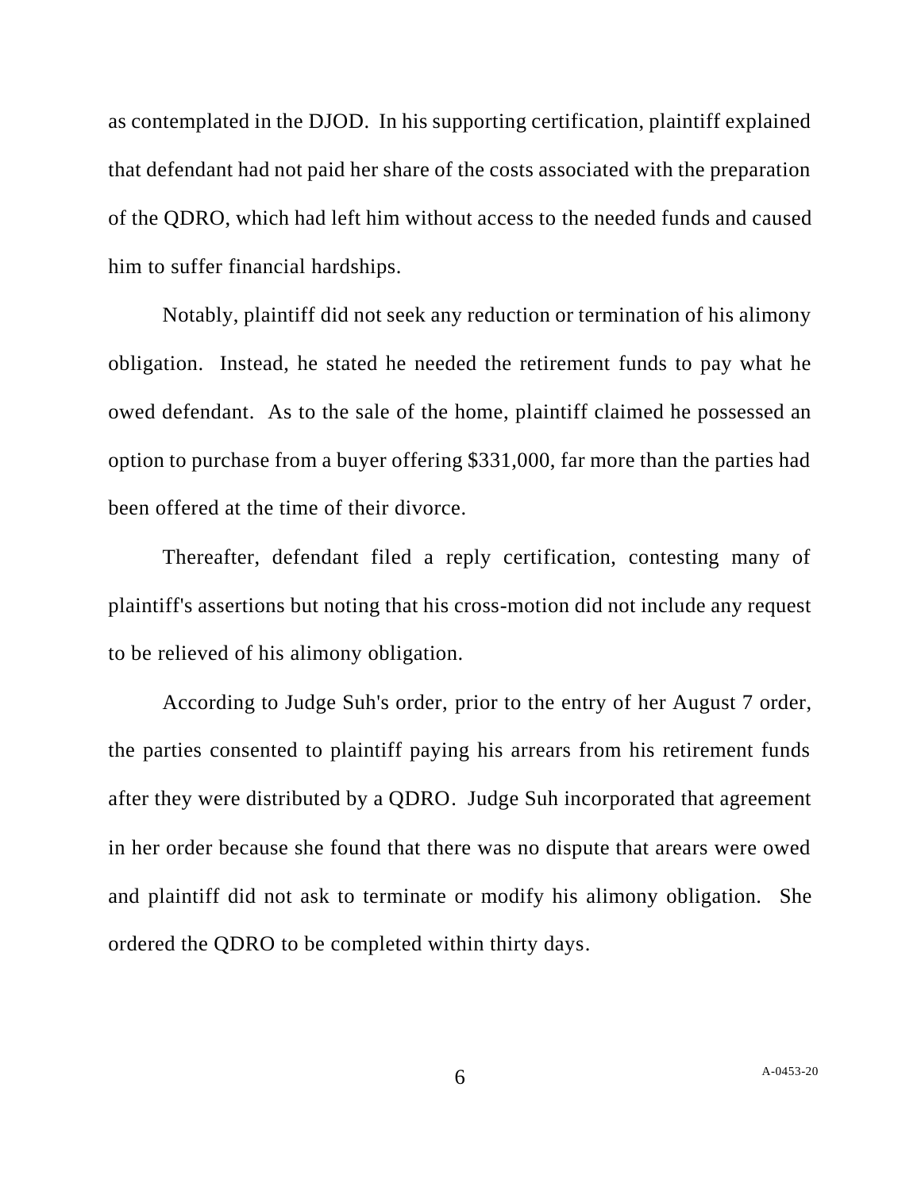as contemplated in the DJOD. In his supporting certification, plaintiff explained that defendant had not paid her share of the costs associated with the preparation of the QDRO, which had left him without access to the needed funds and caused him to suffer financial hardships.

Notably, plaintiff did not seek any reduction or termination of his alimony obligation. Instead, he stated he needed the retirement funds to pay what he owed defendant. As to the sale of the home, plaintiff claimed he possessed an option to purchase from a buyer offering $331,000, far more than the parties had been offered at the time of their divorce.

Thereafter, defendant filed a reply certification, contesting many of plaintiff's assertions but noting that his cross-motion did not include any request to be relieved of his alimony obligation.

According to Judge Suh's order, prior to the entry of her August 7 order, the parties consented to plaintiff paying his arrears from his retirement funds after they were distributed by a QDRO. Judge Suh incorporated that agreement in her order because she found that there was no dispute that arears were owed and plaintiff did not ask to terminate or modify his alimony obligation. She ordered the QDRO to be completed within thirty days.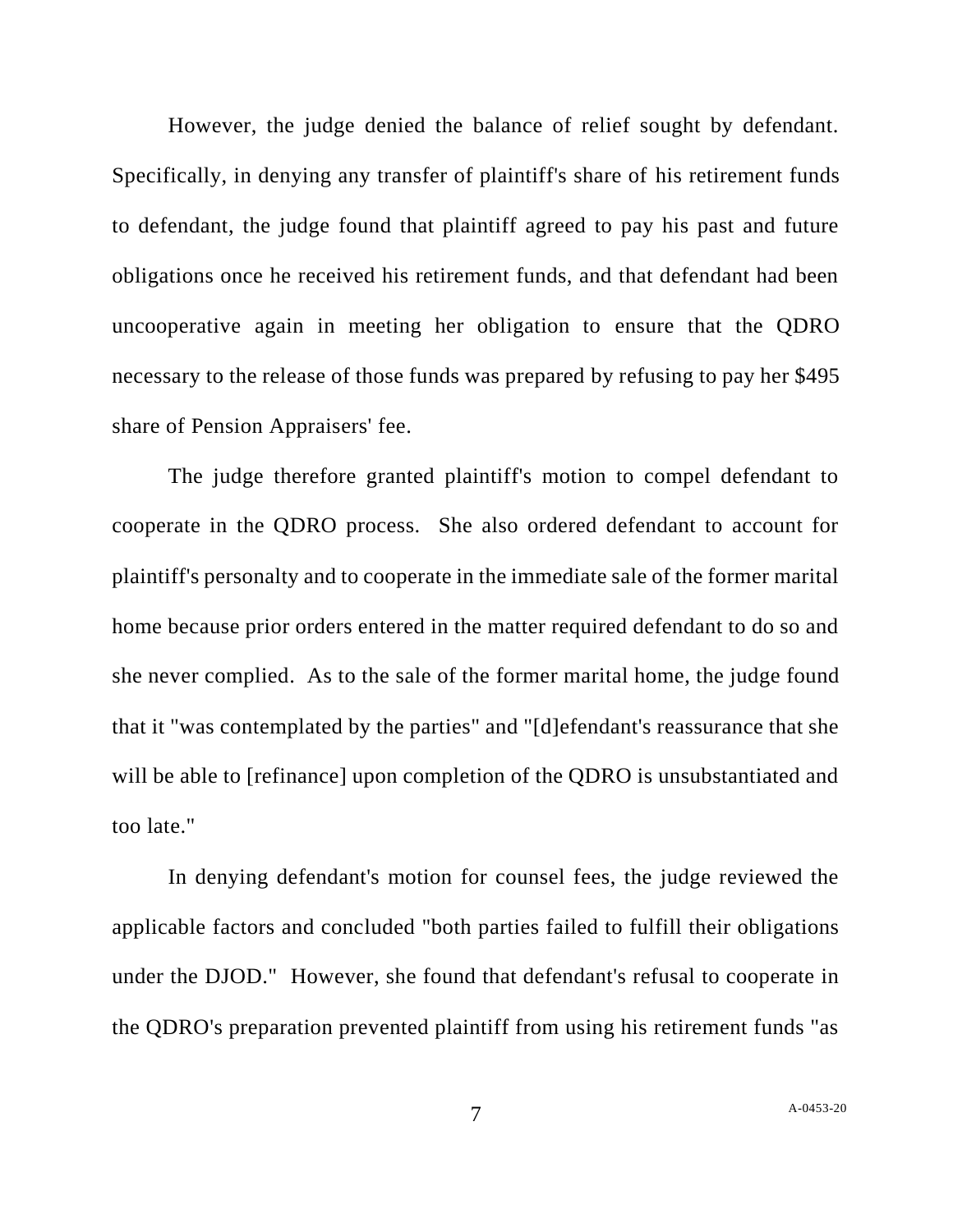However, the judge denied the balance of relief sought by defendant. Specifically, in denying any transfer of plaintiff's share of his retirement funds to defendant, the judge found that plaintiff agreed to pay his past and future obligations once he received his retirement funds, and that defendant had been uncooperative again in meeting her obligation to ensure that the QDRO necessary to the release of those funds was prepared by refusing to pay her $495 share of Pension Appraisers' fee.

The judge therefore granted plaintiff's motion to compel defendant to cooperate in the QDRO process. She also ordered defendant to account for plaintiff's personalty and to cooperate in the immediate sale of the former marital home because prior orders entered in the matter required defendant to do so and she never complied. As to the sale of the former marital home, the judge found that it "was contemplated by the parties" and "[d]efendant's reassurance that she will be able to [refinance] upon completion of the QDRO is unsubstantiated and too late."

In denying defendant's motion for counsel fees, the judge reviewed the applicable factors and concluded "both parties failed to fulfill their obligations under the DJOD." However, she found that defendant's refusal to cooperate in the QDRO's preparation prevented plaintiff from using his retirement funds "as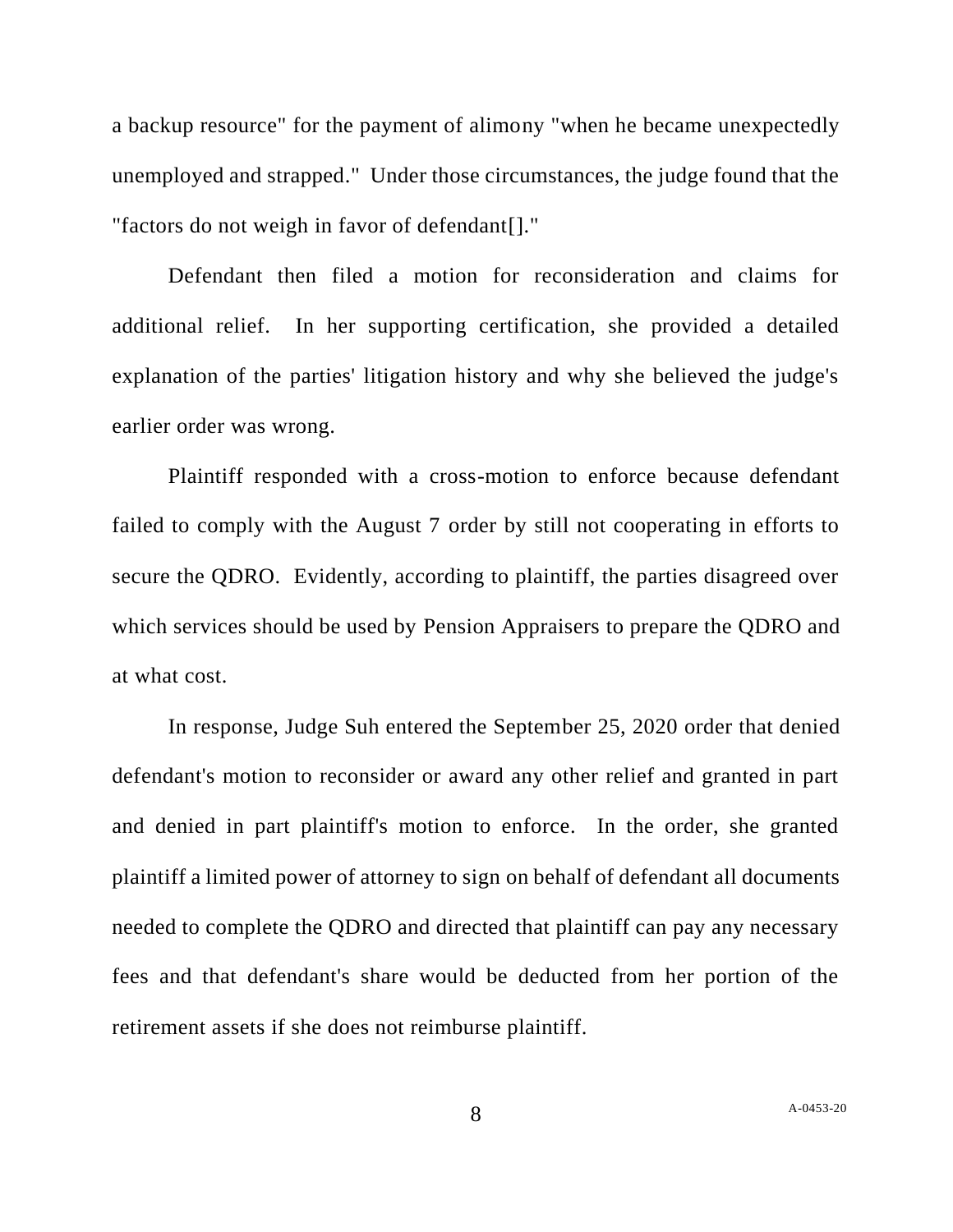a backup resource" for the payment of alimony "when he became unexpectedly unemployed and strapped." Under those circumstances, the judge found that the "factors do not weigh in favor of defendant[]."

Defendant then filed a motion for reconsideration and claims for additional relief. In her supporting certification, she provided a detailed explanation of the parties' litigation history and why she believed the judge's earlier order was wrong.

Plaintiff responded with a cross-motion to enforce because defendant failed to comply with the August 7 order by still not cooperating in efforts to secure the QDRO. Evidently, according to plaintiff, the parties disagreed over which services should be used by Pension Appraisers to prepare the QDRO and at what cost.

In response, Judge Suh entered the September 25, 2020 order that denied defendant's motion to reconsider or award any other relief and granted in part and denied in part plaintiff's motion to enforce. In the order, she granted plaintiff a limited power of attorney to sign on behalf of defendant all documents needed to complete the QDRO and directed that plaintiff can pay any necessary fees and that defendant's share would be deducted from her portion of the retirement assets if she does not reimburse plaintiff.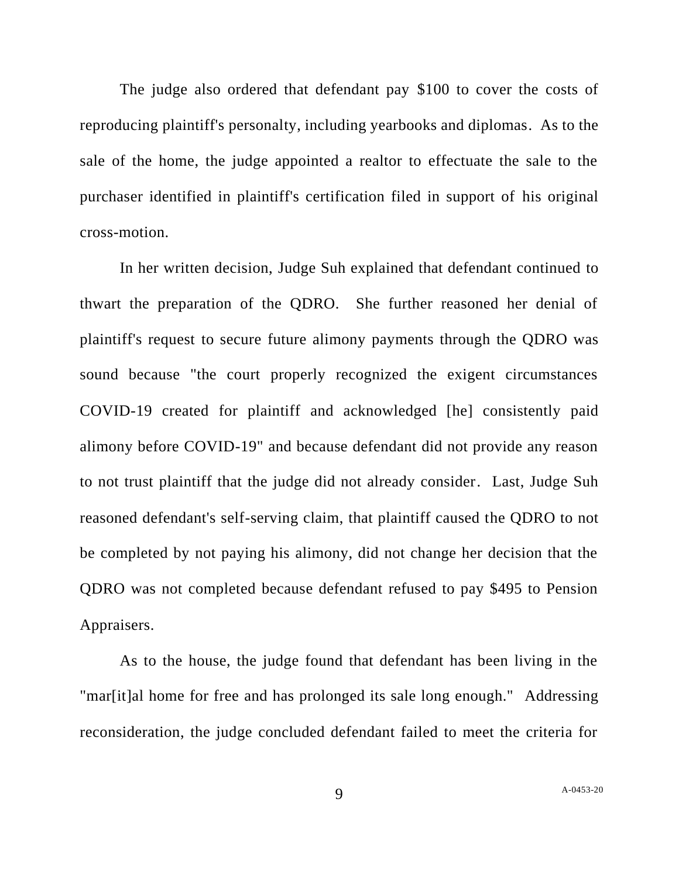The judge also ordered that defendant pay $100 to cover the costs of reproducing plaintiff's personalty, including yearbooks and diplomas. As to the sale of the home, the judge appointed a realtor to effectuate the sale to the purchaser identified in plaintiff's certification filed in support of his original cross-motion.

In her written decision, Judge Suh explained that defendant continued to thwart the preparation of the QDRO. She further reasoned her denial of plaintiff's request to secure future alimony payments through the QDRO was sound because "the court properly recognized the exigent circumstances COVID-19 created for plaintiff and acknowledged [he] consistently paid alimony before COVID-19" and because defendant did not provide any reason to not trust plaintiff that the judge did not already consider. Last, Judge Suh reasoned defendant's self-serving claim, that plaintiff caused the QDRO to not be completed by not paying his alimony, did not change her decision that the QDRO was not completed because defendant refused to pay $495 to Pension Appraisers.

As to the house, the judge found that defendant has been living in the "mar[it]al home for free and has prolonged its sale long enough." Addressing reconsideration, the judge concluded defendant failed to meet the criteria for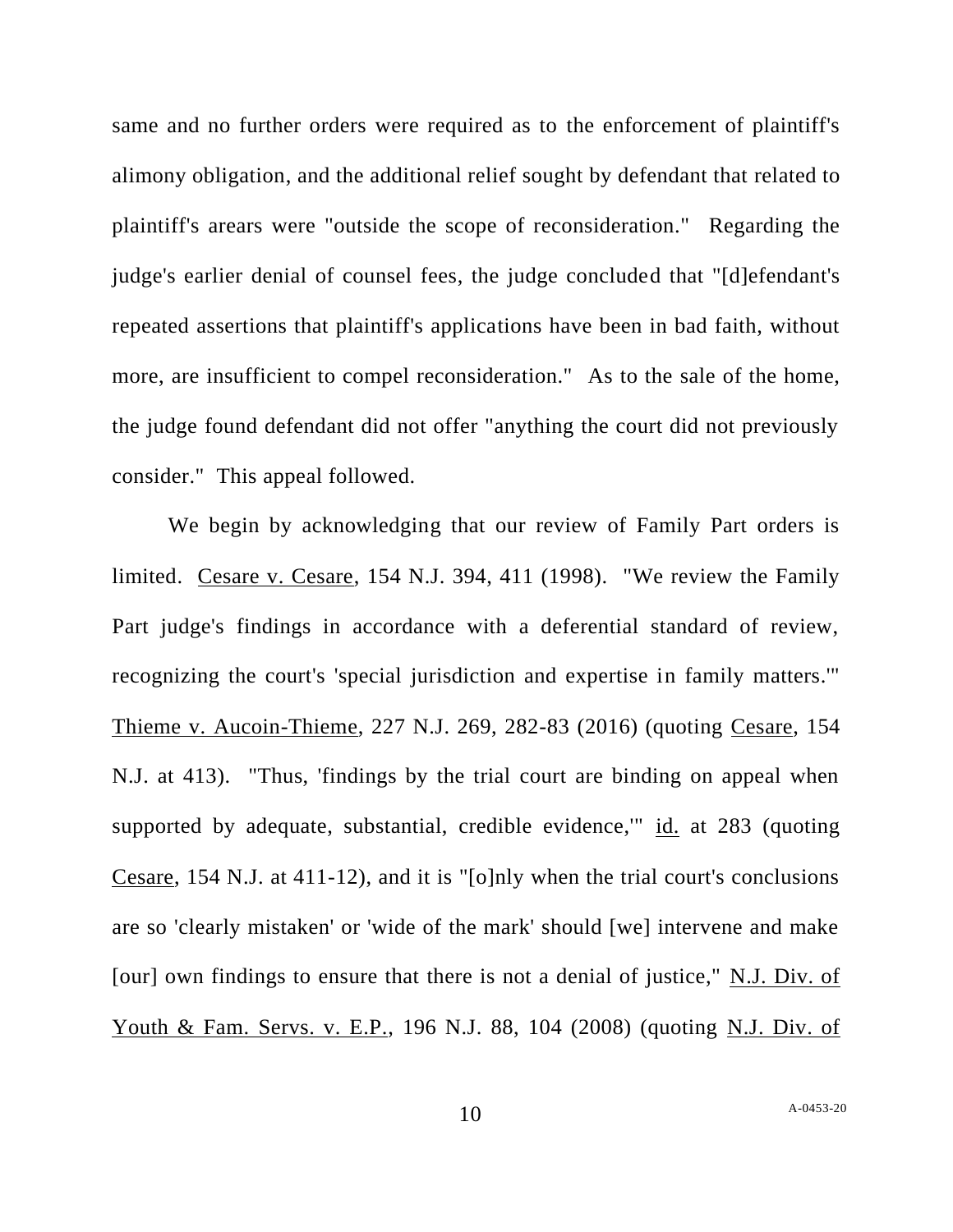same and no further orders were required as to the enforcement of plaintiff's alimony obligation, and the additional relief sought by defendant that related to plaintiff's arears were "outside the scope of reconsideration." Regarding the judge's earlier denial of counsel fees, the judge concluded that "[d]efendant's repeated assertions that plaintiff's applications have been in bad faith, without more, are insufficient to compel reconsideration." As to the sale of the home, the judge found defendant did not offer "anything the court did not previously consider." This appeal followed.

We begin by acknowledging that our review of Family Part orders is limited. Cesare v. Cesare, 154 N.J. 394, 411 (1998). "We review the Family Part judge's findings in accordance with a deferential standard of review, recognizing the court's 'special jurisdiction and expertise in family matters.'" Thieme v. Aucoin-Thieme, 227 N.J. 269, 282-83 (2016) (quoting Cesare, 154 N.J. at 413). "Thus, 'findings by the trial court are binding on appeal when supported by adequate, substantial, credible evidence,'" id. at 283 (quoting Cesare, 154 N.J. at 411-12), and it is "[o]nly when the trial court's conclusions are so 'clearly mistaken' or 'wide of the mark' should [we] intervene and make [our] own findings to ensure that there is not a denial of justice," N.J. Div. of Youth & Fam. Servs. v. E.P., 196 N.J. 88, 104 (2008) (quoting N.J. Div. of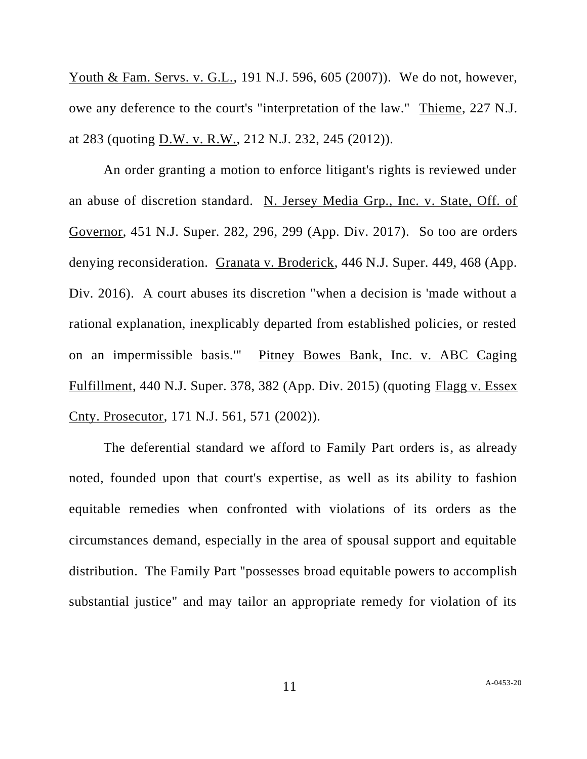Youth & Fam. Servs. v. G.L., 191 N.J. 596, 605 (2007)). We do not, however, owe any deference to the court's "interpretation of the law." Thieme, 227 N.J. at 283 (quoting D.W. v. R.W., 212 N.J. 232, 245 (2012)).

An order granting a motion to enforce litigant's rights is reviewed under an abuse of discretion standard. N. Jersey Media Grp., Inc. v. State, Off. of Governor, 451 N.J. Super. 282, 296, 299 (App. Div. 2017). So too are orders denying reconsideration. Granata v. Broderick, 446 N.J. Super. 449, 468 (App. Div. 2016). A court abuses its discretion "when a decision is 'made without a rational explanation, inexplicably departed from established policies, or rested on an impermissible basis.'" Pitney Bowes Bank, Inc. v. ABC Caging Fulfillment, 440 N.J. Super. 378, 382 (App. Div. 2015) (quoting Flagg v. Essex Cnty. Prosecutor, 171 N.J. 561, 571 (2002)).

The deferential standard we afford to Family Part orders is, as already noted, founded upon that court's expertise, as well as its ability to fashion equitable remedies when confronted with violations of its orders as the circumstances demand, especially in the area of spousal support and equitable distribution. The Family Part "possesses broad equitable powers to accomplish substantial justice" and may tailor an appropriate remedy for violation of its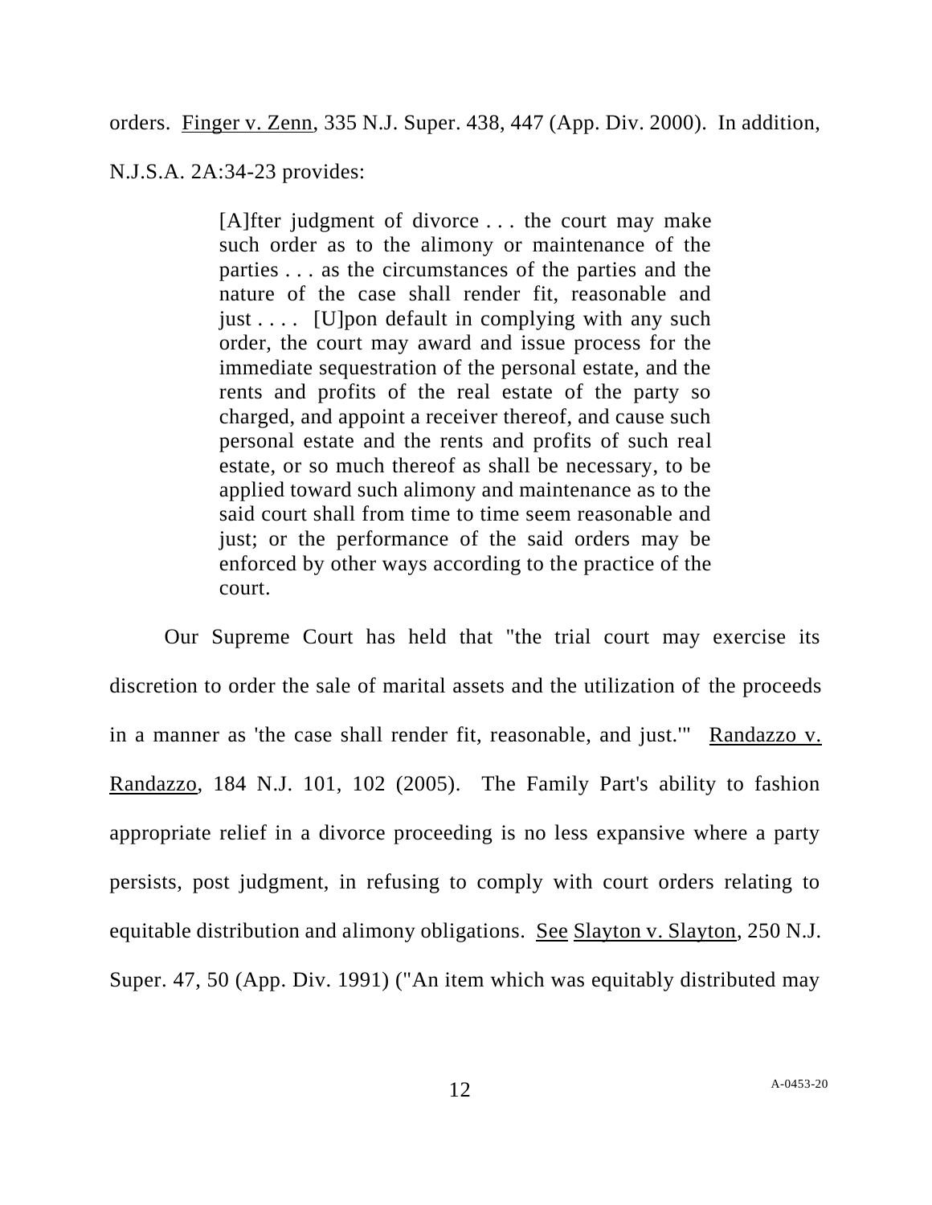orders. Finger v. Zenn, 335 N.J. Super. 438, 447 (App. Div. 2000). In addition, N.J.S.A. 2A:34-23 provides:

> [A]fter judgment of divorce . . . the court may make such order as to the alimony or maintenance of the parties . . . as the circumstances of the parties and the nature of the case shall render fit, reasonable and just . . . . [U]pon default in complying with any such order, the court may award and issue process for the immediate sequestration of the personal estate, and the rents and profits of the real estate of the party so charged, and appoint a receiver thereof, and cause such personal estate and the rents and profits of such real estate, or so much thereof as shall be necessary, to be applied toward such alimony and maintenance as to the said court shall from time to time seem reasonable and just; or the performance of the said orders may be enforced by other ways according to the practice of the court.

Our Supreme Court has held that "the trial court may exercise its discretion to order the sale of marital assets and the utilization of the proceeds in a manner as 'the case shall render fit, reasonable, and just.'" Randazzo v. Randazzo, 184 N.J. 101, 102 (2005). The Family Part's ability to fashion appropriate relief in a divorce proceeding is no less expansive where a party persists, post judgment, in refusing to comply with court orders relating to equitable distribution and alimony obligations. See Slayton v. Slayton, 250 N.J. Super. 47, 50 (App. Div. 1991) ("An item which was equitably distributed may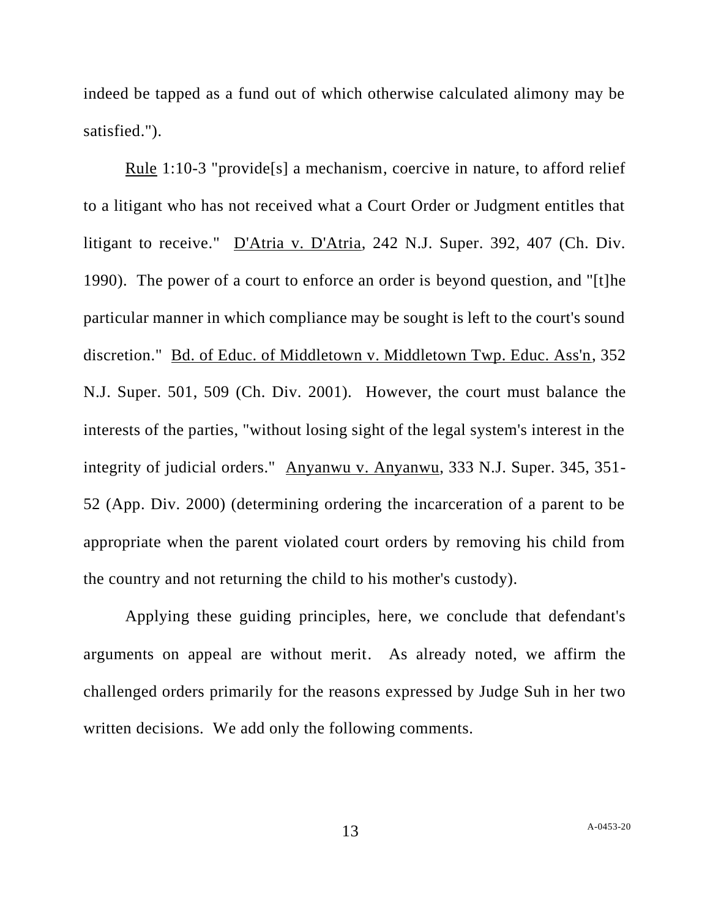indeed be tapped as a fund out of which otherwise calculated alimony may be satisfied.").

Rule 1:10-3 "provide[s] a mechanism, coercive in nature, to afford relief to a litigant who has not received what a Court Order or Judgment entitles that litigant to receive." D'Atria v. D'Atria, 242 N.J. Super. 392, 407 (Ch. Div. 1990). The power of a court to enforce an order is beyond question, and "[t]he particular manner in which compliance may be sought is left to the court's sound discretion." Bd. of Educ. of Middletown v. Middletown Twp. Educ. Ass'n, 352 N.J. Super. 501, 509 (Ch. Div. 2001). However, the court must balance the interests of the parties, "without losing sight of the legal system's interest in the integrity of judicial orders." Anyanwu v. Anyanwu, 333 N.J. Super. 345, 351-52 (App. Div. 2000) (determining ordering the incarceration of a parent to be appropriate when the parent violated court orders by removing his child from the country and not returning the child to his mother's custody).

Applying these guiding principles, here, we conclude that defendant's arguments on appeal are without merit. As already noted, we affirm the challenged orders primarily for the reasons expressed by Judge Suh in her two written decisions. We add only the following comments.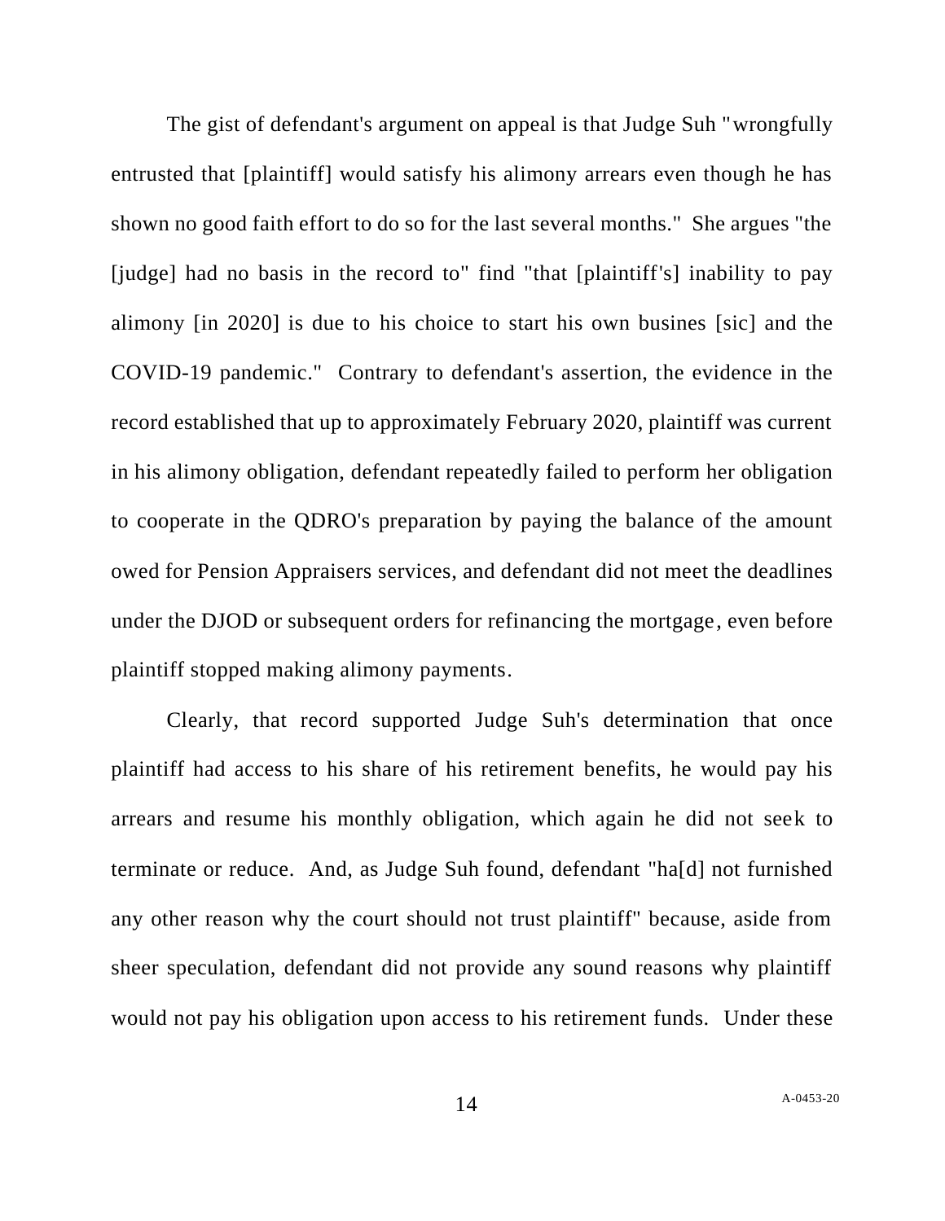The gist of defendant's argument on appeal is that Judge Suh "wrongfully entrusted that [plaintiff] would satisfy his alimony arrears even though he has shown no good faith effort to do so for the last several months." She argues "the [judge] had no basis in the record to" find "that [plaintiff's] inability to pay alimony [in 2020] is due to his choice to start his own busines [sic] and the COVID-19 pandemic." Contrary to defendant's assertion, the evidence in the record established that up to approximately February 2020, plaintiff was current in his alimony obligation, defendant repeatedly failed to perform her obligation to cooperate in the QDRO's preparation by paying the balance of the amount owed for Pension Appraisers services, and defendant did not meet the deadlines under the DJOD or subsequent orders for refinancing the mortgage, even before plaintiff stopped making alimony payments.

Clearly, that record supported Judge Suh's determination that once plaintiff had access to his share of his retirement benefits, he would pay his arrears and resume his monthly obligation, which again he did not seek to terminate or reduce. And, as Judge Suh found, defendant "ha[d] not furnished any other reason why the court should not trust plaintiff" because, aside from sheer speculation, defendant did not provide any sound reasons why plaintiff would not pay his obligation upon access to his retirement funds. Under these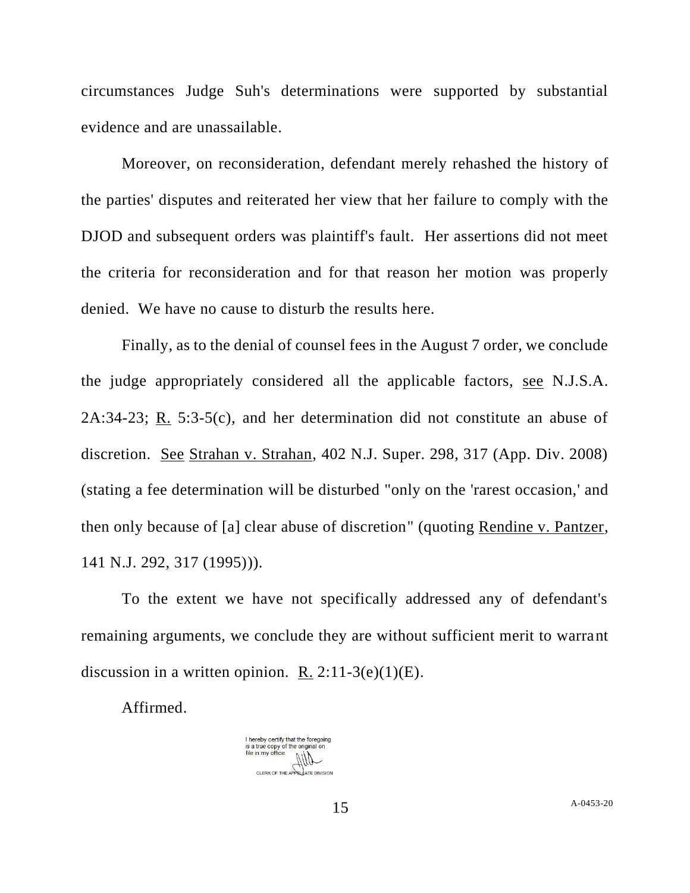circumstances Judge Suh's determinations were supported by substantial evidence and are unassailable.

Moreover, on reconsideration, defendant merely rehashed the history of the parties' disputes and reiterated her view that her failure to comply with the DJOD and subsequent orders was plaintiff's fault. Her assertions did not meet the criteria for reconsideration and for that reason her motion was properly denied. We have no cause to disturb the results here.

Finally, as to the denial of counsel fees in the August 7 order, we conclude the judge appropriately considered all the applicable factors, see N.J.S.A. 2A:34-23; R. 5:3-5(c), and her determination did not constitute an abuse of discretion. See Strahan v. Strahan, 402 N.J. Super. 298, 317 (App. Div. 2008) (stating a fee determination will be disturbed "only on the 'rarest occasion,' and then only because of [a] clear abuse of discretion" (quoting Rendine v. Pantzer, 141 N.J. 292, 317 (1995))).

To the extent we have not specifically addressed any of defendant's remaining arguments, we conclude they are without sufficient merit to warrant discussion in a written opinion. R. 2:11-3(e)(1)(E).

Affirmed.

I hereby certify that the foregoing is a true copy of the original on file in my office.

CLERK OF THE APPELLATE DIVISION

A-0453-20